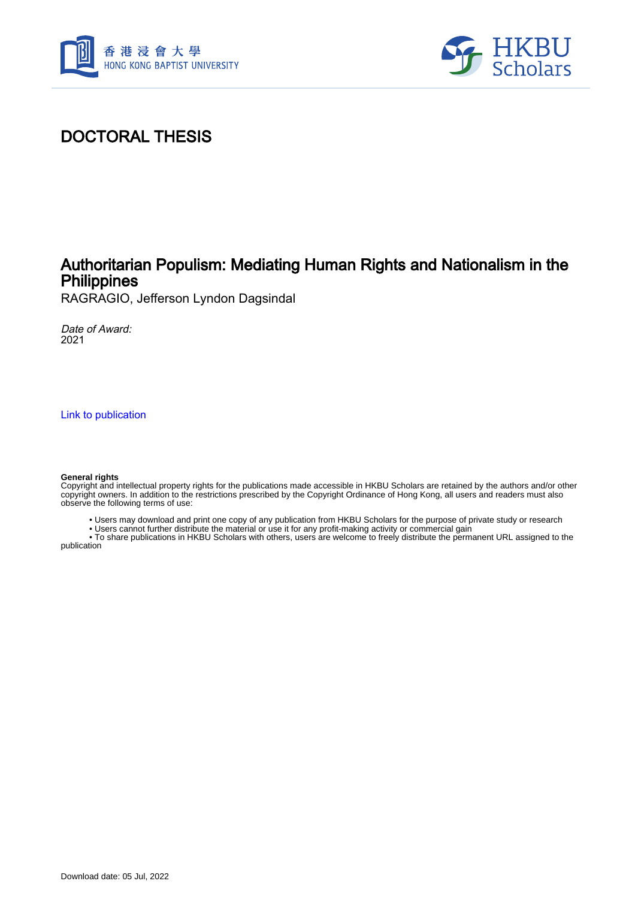# DOCTORAL THESIS

## Authoritarian Populism: Mediating Human Rights and Nationalism in the Philippines

RAGRAGIO, Jefferson Lyndon Dagsindal

*Date of Award:*
2021

Link to publication

**General rights**
Copyright and intellectual property rights for the publications made accessible in HKBU Scholars are retained by the authors and/or other copyright owners. In addition to the restrictions prescribed by the Copyright Ordinance of Hong Kong, all users and readers must also observe the following terms of use:

- Users may download and print one copy of any publication from HKBU Scholars for the purpose of private study or research
- Users cannot further distribute the material or use it for any profit-making activity or commercial gain
- To share publications in HKBU Scholars with others, users are welcome to freely distribute the permanent URL assigned to the publication

Download date: 05 Jul, 2022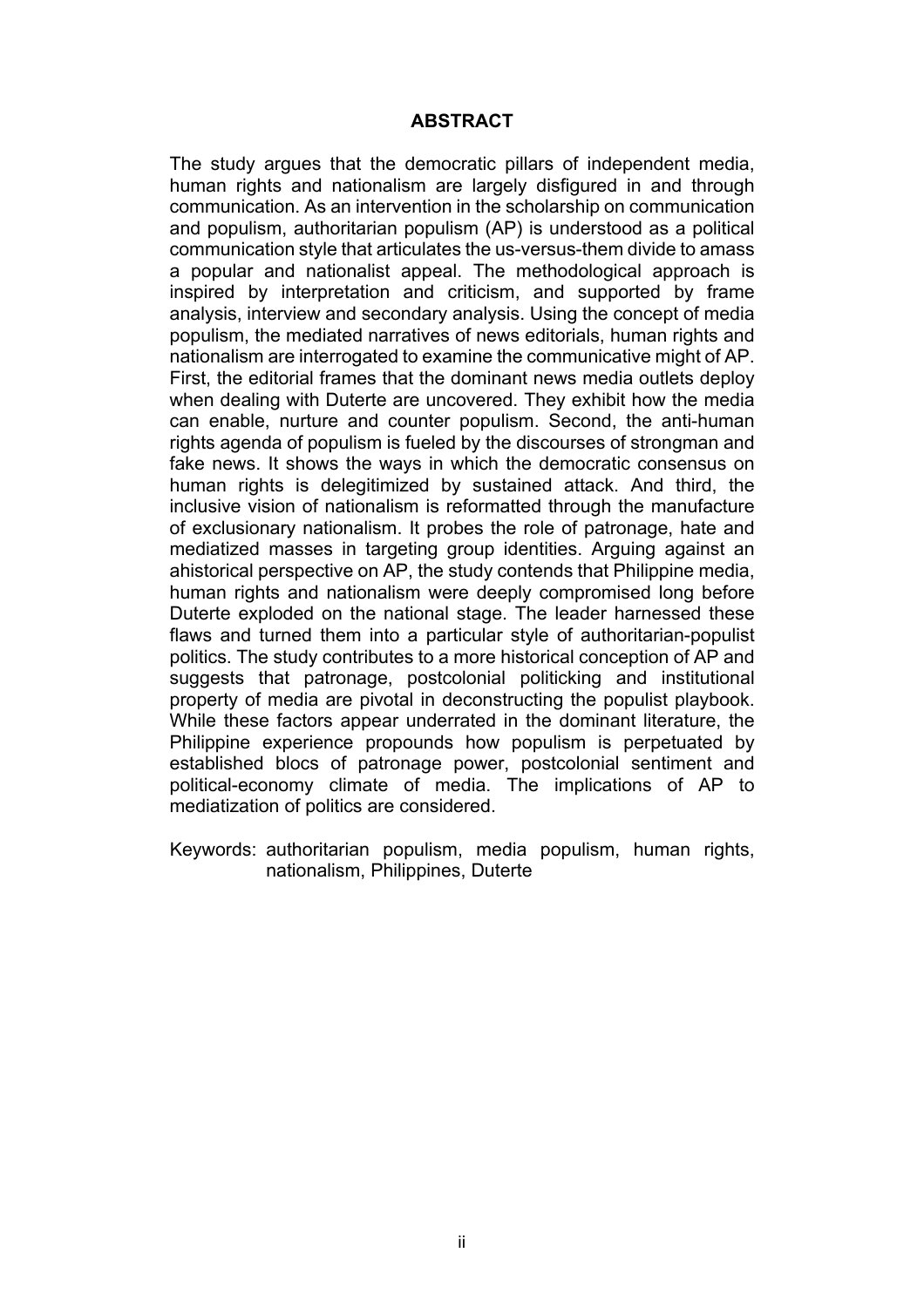## ABSTRACT

The study argues that the democratic pillars of independent media, human rights and nationalism are largely disfigured in and through communication. As an intervention in the scholarship on communication and populism, authoritarian populism (AP) is understood as a political communication style that articulates the us-versus-them divide to amass a popular and nationalist appeal. The methodological approach is inspired by interpretation and criticism, and supported by frame analysis, interview and secondary analysis. Using the concept of media populism, the mediated narratives of news editorials, human rights and nationalism are interrogated to examine the communicative might of AP. First, the editorial frames that the dominant news media outlets deploy when dealing with Duterte are uncovered. They exhibit how the media can enable, nurture and counter populism. Second, the anti-human rights agenda of populism is fueled by the discourses of strongman and fake news. It shows the ways in which the democratic consensus on human rights is delegitimized by sustained attack. And third, the inclusive vision of nationalism is reformatted through the manufacture of exclusionary nationalism. It probes the role of patronage, hate and mediatized masses in targeting group identities. Arguing against an ahistorical perspective on AP, the study contends that Philippine media, human rights and nationalism were deeply compromised long before Duterte exploded on the national stage. The leader harnessed these flaws and turned them into a particular style of authoritarian-populist politics. The study contributes to a more historical conception of AP and suggests that patronage, postcolonial politicking and institutional property of media are pivotal in deconstructing the populist playbook. While these factors appear underrated in the dominant literature, the Philippine experience propounds how populism is perpetuated by established blocs of patronage power, postcolonial sentiment and political-economy climate of media. The implications of AP to mediatization of politics are considered.

Keywords: authoritarian populism, media populism, human rights, nationalism, Philippines, Duterte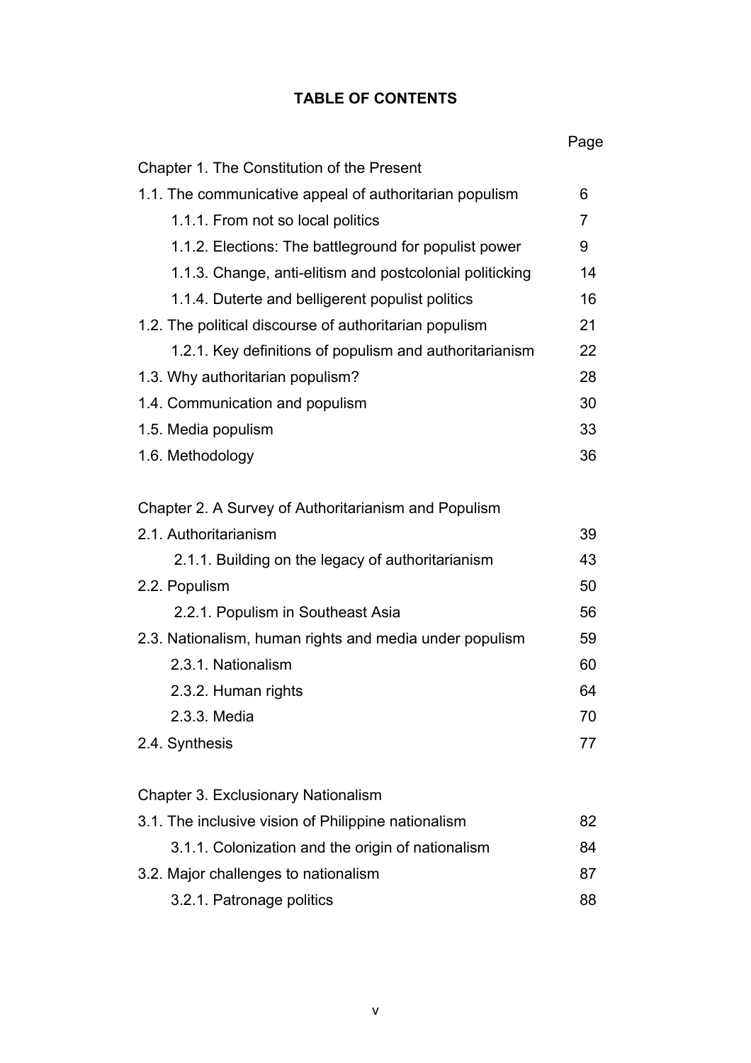# TABLE OF CONTENTS

| | Page |
|---|---|
| Chapter 1. The Constitution of the Present | |
| 1.1. The communicative appeal of authoritarian populism | 6 |
| 1.1.1. From not so local politics | 7 |
| 1.1.2. Elections: The battleground for populist power | 9 |
| 1.1.3. Change, anti-elitism and postcolonial politicking | 14 |
| 1.1.4. Duterte and belligerent populist politics | 16 |
| 1.2. The political discourse of authoritarian populism | 21 |
| 1.2.1. Key definitions of populism and authoritarianism | 22 |
| 1.3. Why authoritarian populism? | 28 |
| 1.4. Communication and populism | 30 |
| 1.5. Media populism | 33 |
| 1.6. Methodology | 36 |
| | |
| Chapter 2. A Survey of Authoritarianism and Populism | |
| 2.1. Authoritarianism | 39 |
| 2.1.1. Building on the legacy of authoritarianism | 43 |
| 2.2. Populism | 50 |
| 2.2.1. Populism in Southeast Asia | 56 |
| 2.3. Nationalism, human rights and media under populism | 59 |
| 2.3.1. Nationalism | 60 |
| 2.3.2. Human rights | 64 |
| 2.3.3. Media | 70 |
| 2.4. Synthesis | 77 |
| | |
| Chapter 3. Exclusionary Nationalism | |
| 3.1. The inclusive vision of Philippine nationalism | 82 |
| 3.1.1. Colonization and the origin of nationalism | 84 |
| 3.2. Major challenges to nationalism | 87 |
| 3.2.1. Patronage politics | 88 |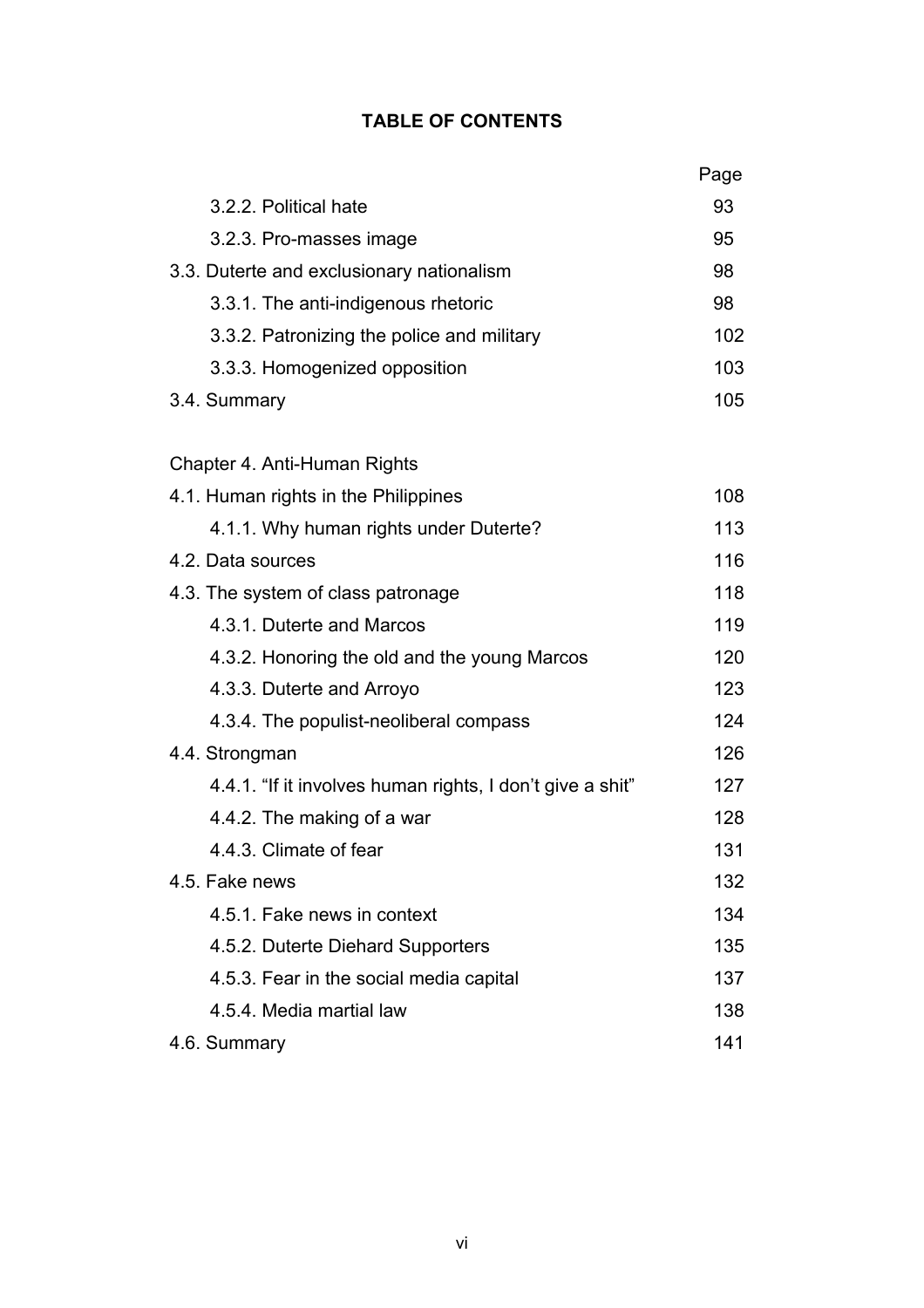**TABLE OF CONTENTS**

| | Page |
|---|---|
| 3.2.2. Political hate | 93 |
| 3.2.3. Pro-masses image | 95 |
| 3.3. Duterte and exclusionary nationalism | 98 |
| 3.3.1. The anti-indigenous rhetoric | 98 |
| 3.3.2. Patronizing the police and military | 102 |
| 3.3.3. Homogenized opposition | 103 |
| 3.4. Summary | 105 |
| | |
| Chapter 4. Anti-Human Rights | |
| 4.1. Human rights in the Philippines | 108 |
| 4.1.1. Why human rights under Duterte? | 113 |
| 4.2. Data sources | 116 |
| 4.3. The system of class patronage | 118 |
| 4.3.1. Duterte and Marcos | 119 |
| 4.3.2. Honoring the old and the young Marcos | 120 |
| 4.3.3. Duterte and Arroyo | 123 |
| 4.3.4. The populist-neoliberal compass | 124 |
| 4.4. Strongman | 126 |
| 4.4.1. "If it involves human rights, I don't give a shit" | 127 |
| 4.4.2. The making of a war | 128 |
| 4.4.3. Climate of fear | 131 |
| 4.5. Fake news | 132 |
| 4.5.1. Fake news in context | 134 |
| 4.5.2. Duterte Diehard Supporters | 135 |
| 4.5.3. Fear in the social media capital | 137 |
| 4.5.4. Media martial law | 138 |
| 4.6. Summary | 141 |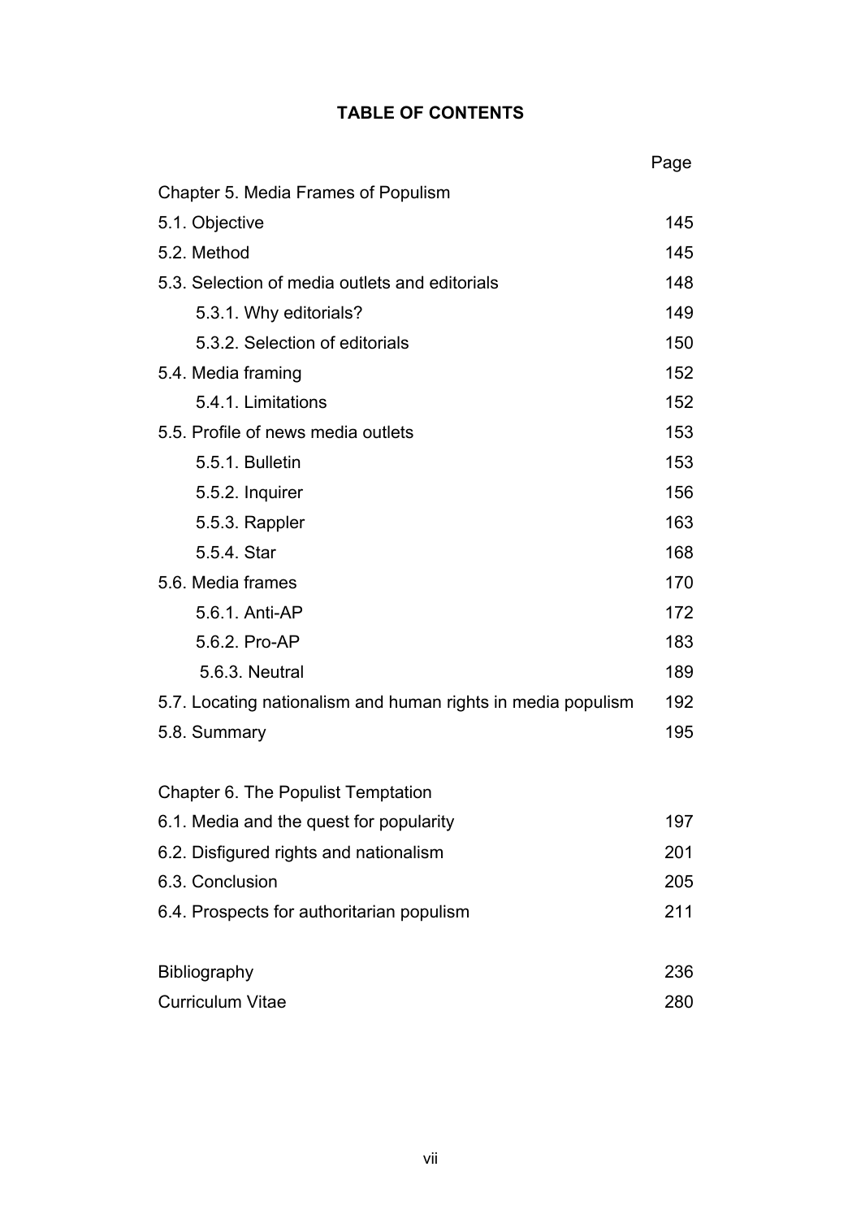## TABLE OF CONTENTS

| | Page |
|---|---|
| Chapter 5. Media Frames of Populism | |
| 5.1. Objective | 145 |
| 5.2. Method | 145 |
| 5.3. Selection of media outlets and editorials | 148 |
| 5.3.1. Why editorials? | 149 |
| 5.3.2. Selection of editorials | 150 |
| 5.4. Media framing | 152 |
| 5.4.1. Limitations | 152 |
| 5.5. Profile of news media outlets | 153 |
| 5.5.1. Bulletin | 153 |
| 5.5.2. Inquirer | 156 |
| 5.5.3. Rappler | 163 |
| 5.5.4. Star | 168 |
| 5.6. Media frames | 170 |
| 5.6.1. Anti-AP | 172 |
| 5.6.2. Pro-AP | 183 |
| 5.6.3. Neutral | 189 |
| 5.7. Locating nationalism and human rights in media populism | 192 |
| 5.8. Summary | 195 |
| | |
| Chapter 6. The Populist Temptation | |
| 6.1. Media and the quest for popularity | 197 |
| 6.2. Disfigured rights and nationalism | 201 |
| 6.3. Conclusion | 205 |
| 6.4. Prospects for authoritarian populism | 211 |
| | |
| Bibliography | 236 |
| Curriculum Vitae | 280 |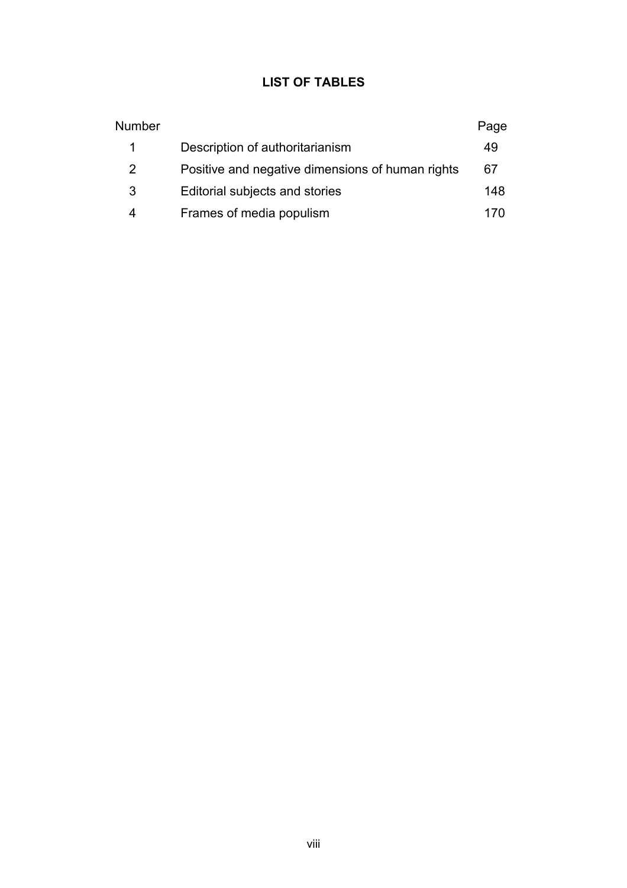# LIST OF TABLES

| Number | | Page |
|---|---|---|
| 1 | Description of authoritarianism | 49 |
| 2 | Positive and negative dimensions of human rights | 67 |
| 3 | Editorial subjects and stories | 148 |
| 4 | Frames of media populism | 170 |